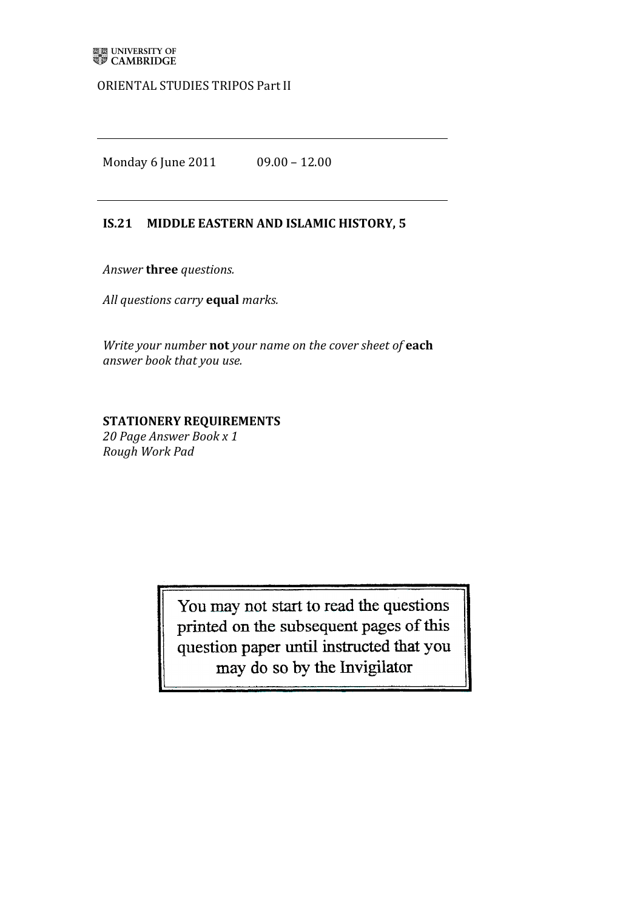UNIVERSITY OF CAMBRIDGE

ORIENTAL STUDIES TRIPOS Part II

---

Monday 6 June 2011 09.00 – 12.00

---

**IS.21 MIDDLE EASTERN AND ISLAMIC HISTORY, 5**

*Answer* **three** *questions.*

*All questions carry* **equal** *marks.*

*Write your number* **not** *your name on the cover sheet of* **each** *answer book that you use.*

**STATIONERY REQUIREMENTS**
*20 Page Answer Book x 1*
*Rough Work Pad*

You may not start to read the questions printed on the subsequent pages of this question paper until instructed that you may do so by the Invigilator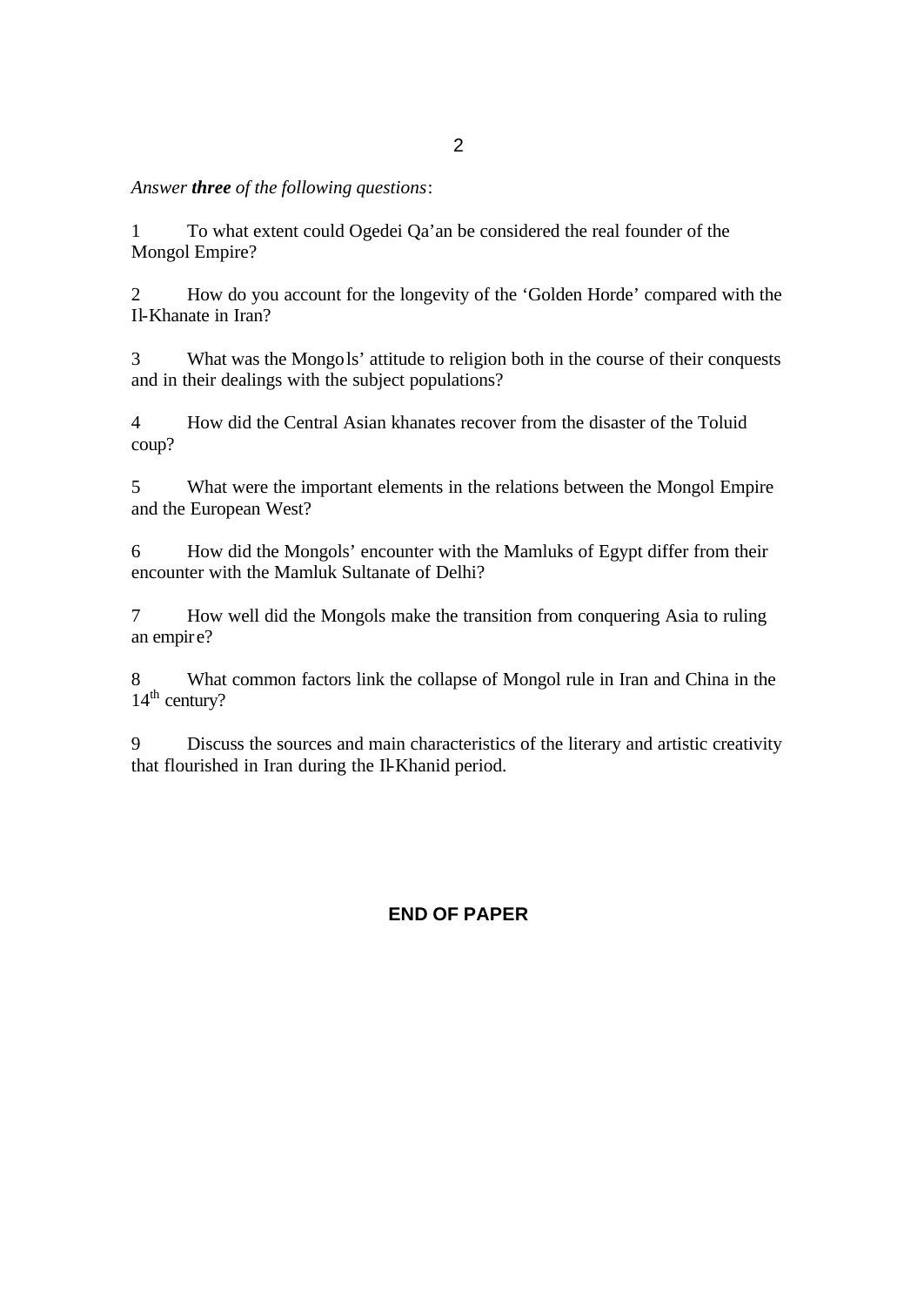*Answer **three** of the following questions*:

1 To what extent could Ogedei Qa'an be considered the real founder of the Mongol Empire?

2 How do you account for the longevity of the 'Golden Horde' compared with the Il-Khanate in Iran?

3 What was the Mongols' attitude to religion both in the course of their conquests and in their dealings with the subject populations?

4 How did the Central Asian khanates recover from the disaster of the Toluid coup?

5 What were the important elements in the relations between the Mongol Empire and the European West?

6 How did the Mongols' encounter with the Mamluks of Egypt differ from their encounter with the Mamluk Sultanate of Delhi?

7 How well did the Mongols make the transition from conquering Asia to ruling an empire?

8 What common factors link the collapse of Mongol rule in Iran and China in the 14th century?

9 Discuss the sources and main characteristics of the literary and artistic creativity that flourished in Iran during the Il-Khanid period.

**END OF PAPER**